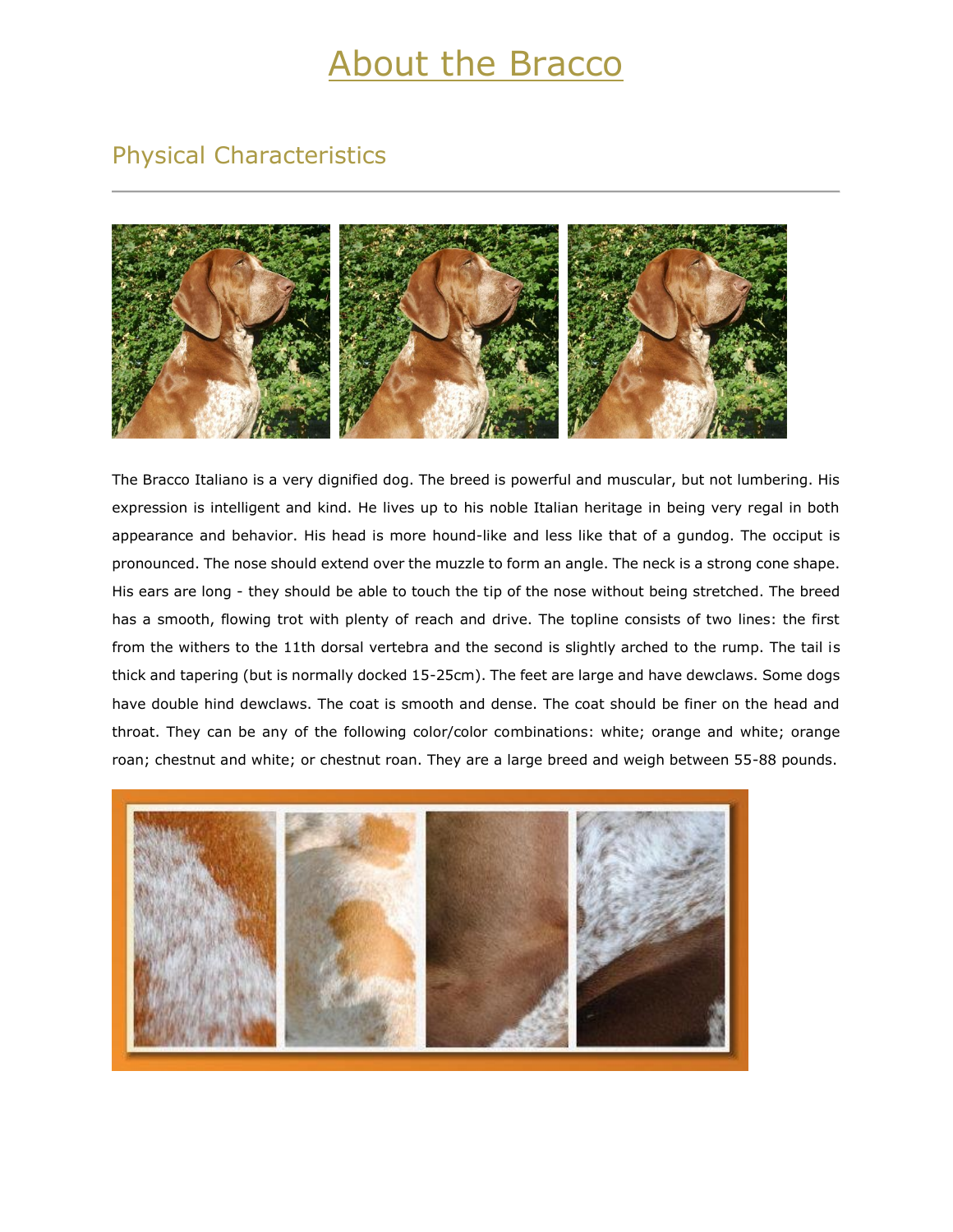# About the Bracco

## Physical Characteristics

The Bracco Italiano is a very dignified dog. The breed is powerful and muscular, but not lumbering. His expression is intelligent and kind. He lives up to his noble Italian heritage in being very regal in both appearance and behavior. His head is more hound-like and less like that of a gundog. The occiput is pronounced. The nose should extend over the muzzle to form an angle. The neck is a strong cone shape. His ears are long - they should be able to touch the tip of the nose without being stretched. The breed has a smooth, flowing trot with plenty of reach and drive. The topline consists of two lines: the first from the withers to the 11th dorsal vertebra and the second is slightly arched to the rump. The tail is thick and tapering (but is normally docked 15-25cm). The feet are large and have dewclaws. Some dogs have double hind dewclaws. The coat is smooth and dense. The coat should be finer on the head and throat. They can be any of the following color/color combinations: white; orange and white; orange roan; chestnut and white; or chestnut roan. They are a large breed and weigh between 55-88 pounds.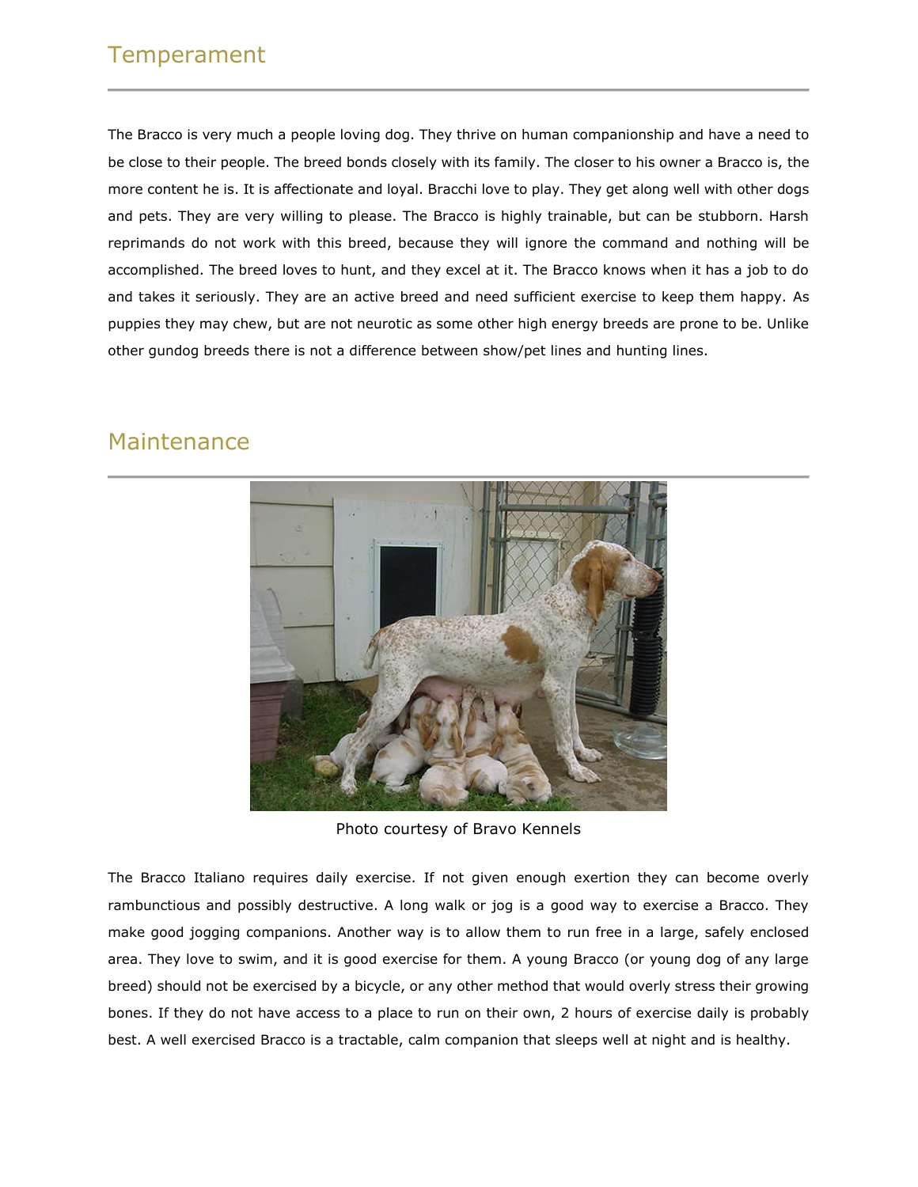## Temperament

The Bracco is very much a people loving dog. They thrive on human companionship and have a need to be close to their people. The breed bonds closely with its family. The closer to his owner a Bracco is, the more content he is. It is affectionate and loyal. Bracchi love to play. They get along well with other dogs and pets. They are very willing to please. The Bracco is highly trainable, but can be stubborn. Harsh reprimands do not work with this breed, because they will ignore the command and nothing will be accomplished. The breed loves to hunt, and they excel at it. The Bracco knows when it has a job to do and takes it seriously. They are an active breed and need sufficient exercise to keep them happy. As puppies they may chew, but are not neurotic as some other high energy breeds are prone to be. Unlike other gundog breeds there is not a difference between show/pet lines and hunting lines.

## Maintenance

Photo courtesy of Bravo Kennels

The Bracco Italiano requires daily exercise. If not given enough exertion they can become overly rambunctious and possibly destructive. A long walk or jog is a good way to exercise a Bracco. They make good jogging companions. Another way is to allow them to run free in a large, safely enclosed area. They love to swim, and it is good exercise for them. A young Bracco (or young dog of any large breed) should not be exercised by a bicycle, or any other method that would overly stress their growing bones. If they do not have access to a place to run on their own, 2 hours of exercise daily is probably best. A well exercised Bracco is a tractable, calm companion that sleeps well at night and is healthy.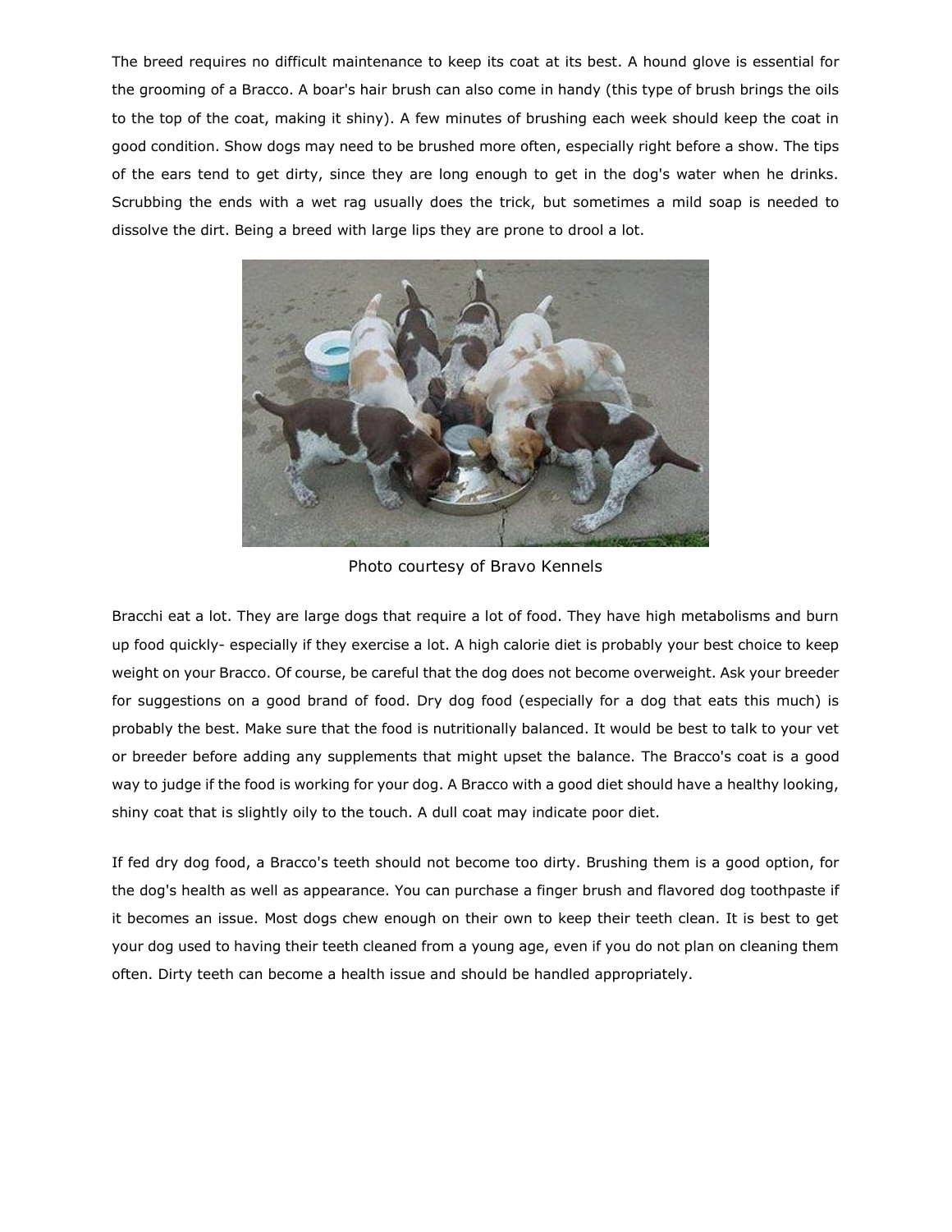The breed requires no difficult maintenance to keep its coat at its best. A hound glove is essential for the grooming of a Bracco. A boar's hair brush can also come in handy (this type of brush brings the oils to the top of the coat, making it shiny). A few minutes of brushing each week should keep the coat in good condition. Show dogs may need to be brushed more often, especially right before a show. The tips of the ears tend to get dirty, since they are long enough to get in the dog's water when he drinks. Scrubbing the ends with a wet rag usually does the trick, but sometimes a mild soap is needed to dissolve the dirt. Being a breed with large lips they are prone to drool a lot.

Photo courtesy of Bravo Kennels

Bracchi eat a lot. They are large dogs that require a lot of food. They have high metabolisms and burn up food quickly- especially if they exercise a lot. A high calorie diet is probably your best choice to keep weight on your Bracco. Of course, be careful that the dog does not become overweight. Ask your breeder for suggestions on a good brand of food. Dry dog food (especially for a dog that eats this much) is probably the best. Make sure that the food is nutritionally balanced. It would be best to talk to your vet or breeder before adding any supplements that might upset the balance. The Bracco's coat is a good way to judge if the food is working for your dog. A Bracco with a good diet should have a healthy looking, shiny coat that is slightly oily to the touch. A dull coat may indicate poor diet.

If fed dry dog food, a Bracco's teeth should not become too dirty. Brushing them is a good option, for the dog's health as well as appearance. You can purchase a finger brush and flavored dog toothpaste if it becomes an issue. Most dogs chew enough on their own to keep their teeth clean. It is best to get your dog used to having their teeth cleaned from a young age, even if you do not plan on cleaning them often. Dirty teeth can become a health issue and should be handled appropriately.